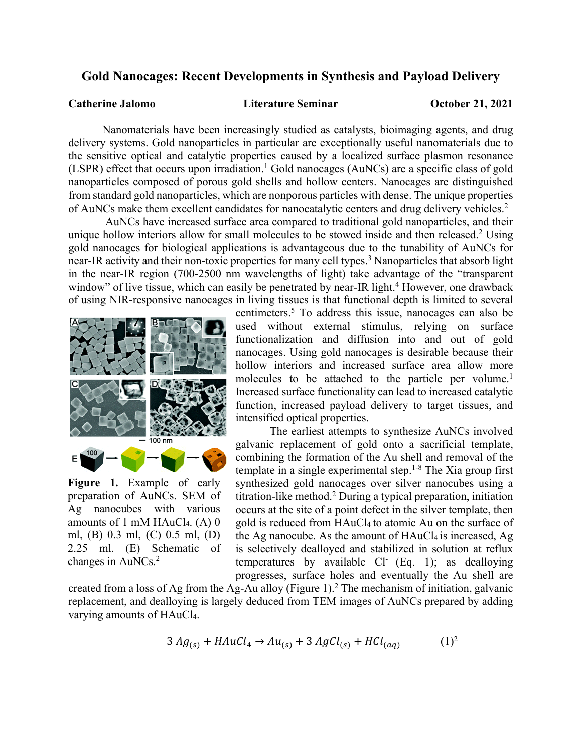# Gold Nanocages: Recent Developments in Synthesis and Payload Delivery

**Catherine Jalomo** **Literature Seminar** **October 21, 2021**

Nanomaterials have been increasingly studied as catalysts, bioimaging agents, and drug delivery systems. Gold nanoparticles in particular are exceptionally useful nanomaterials due to the sensitive optical and catalytic properties caused by a localized surface plasmon resonance (LSPR) effect that occurs upon irradiation.[1] Gold nanocages (AuNCs) are a specific class of gold nanoparticles composed of porous gold shells and hollow centers. Nanocages are distinguished from standard gold nanoparticles, which are nonporous particles with dense. The unique properties of AuNCs make them excellent candidates for nanocatalytic centers and drug delivery vehicles.[2]

AuNCs have increased surface area compared to traditional gold nanoparticles, and their unique hollow interiors allow for small molecules to be stowed inside and then released.[2] Using gold nanocages for biological applications is advantageous due to the tunability of AuNCs for near-IR activity and their non-toxic properties for many cell types.[3] Nanoparticles that absorb light in the near-IR region (700-2500 nm wavelengths of light) take advantage of the "transparent window" of live tissue, which can easily be penetrated by near-IR light.[4] However, one drawback of using NIR-responsive nanocages in living tissues is that functional depth is limited to several centimeters.[5] To address this issue, nanocages can also be used without external stimulus, relying on surface functionalization and diffusion into and out of gold nanocages. Using gold nanocages is desirable because their hollow interiors and increased surface area allow more molecules to be attached to the particle per volume.[1] Increased surface functionality can lead to increased catalytic function, increased payload delivery to target tissues, and intensified optical properties.

**Figure 1.** Example of early preparation of AuNCs. SEM of Ag nanocubes with various amounts of 1 mM $HAuCl_4$. (A) 0 ml, (B) 0.3 ml, (C) 0.5 ml, (D) 2.25 ml. (E) Schematic of changes in AuNCs.[2]

The earliest attempts to synthesize AuNCs involved galvanic replacement of gold onto a sacrificial template, combining the formation of the Au shell and removal of the template in a single experimental step.[1-8] The Xia group first synthesized gold nanocages over silver nanocubes using a titration-like method.[2] During a typical preparation, initiation occurs at the site of a point defect in the silver template, then gold is reduced from $HAuCl_4$ to atomic Au on the surface of the Ag nanocube. As the amount of $HAuCl_4$ is increased, Ag is selectively dealloyed and stabilized in solution at reflux temperatures by available $Cl^-$ (Eq. 1); as dealloying progresses, surface holes and eventually the Au shell are created from a loss of Ag from the Ag-Au alloy (Figure 1).[2] The mechanism of initiation, galvanic replacement, and dealloying is largely deduced from TEM images of AuNCs prepared by adding varying amounts of $HAuCl_4$.

$$3\,Ag_{(s)} + HAuCl_4 \rightarrow Au_{(s)} + 3\,AgCl_{(s)} + HCl_{(aq)} \qquad (1)^2$$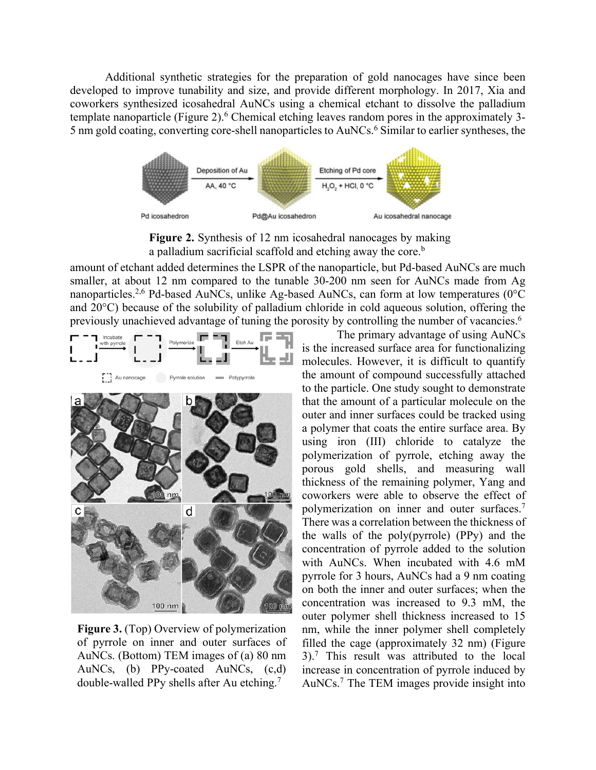Additional synthetic strategies for the preparation of gold nanocages have since been developed to improve tunability and size, and provide different morphology. In 2017, Xia and coworkers synthesized icosahedral AuNCs using a chemical etchant to dissolve the palladium template nanoparticle (Figure 2).[6] Chemical etching leaves random pores in the approximately 3-5 nm gold coating, converting core-shell nanoparticles to AuNCs.[6] Similar to earlier syntheses, the amount of etchant added determines the LSPR of the nanoparticle, but Pd-based AuNCs are much smaller, at about 12 nm compared to the tunable 30-200 nm seen for AuNCs made from Ag nanoparticles.[2,6] Pd-based AuNCs, unlike Ag-based AuNCs, can form at low temperatures (0°C and 20°C) because of the solubility of palladium chloride in cold aqueous solution, offering the previously unachieved advantage of tuning the porosity by controlling the number of vacancies.[6]

**Figure 2.** Synthesis of 12 nm icosahedral nanocages by making a palladium sacrificial scaffold and etching away the core.[b]

The primary advantage of using AuNCs is the increased surface area for functionalizing molecules. However, it is difficult to quantify the amount of compound successfully attached to the particle. One study sought to demonstrate that the amount of a particular molecule on the outer and inner surfaces could be tracked using a polymer that coats the entire surface area. By using iron (III) chloride to catalyze the polymerization of pyrrole, etching away the porous gold shells, and measuring wall thickness of the remaining polymer, Yang and coworkers were able to observe the effect of polymerization on inner and outer surfaces.[7] There was a correlation between the thickness of the walls of the poly(pyrrole) (PPy) and the concentration of pyrrole added to the solution with AuNCs. When incubated with 4.6 mM pyrrole for 3 hours, AuNCs had a 9 nm coating on both the inner and outer surfaces; when the concentration was increased to 9.3 mM, the outer polymer shell thickness increased to 15 nm, while the inner polymer shell completely filled the cage (approximately 32 nm) (Figure 3).[7] This result was attributed to the local increase in concentration of pyrrole induced by AuNCs.[7] The TEM images provide insight into

**Figure 3.** (Top) Overview of polymerization of pyrrole on inner and outer surfaces of AuNCs. (Bottom) TEM images of (a) 80 nm AuNCs, (b) PPy-coated AuNCs, (c,d) double-walled PPy shells after Au etching.[7]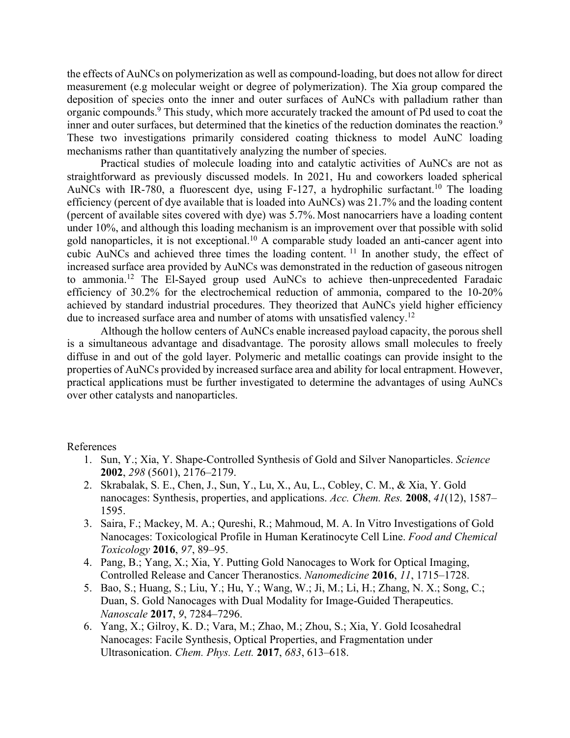the effects of AuNCs on polymerization as well as compound-loading, but does not allow for direct measurement (e.g molecular weight or degree of polymerization). The Xia group compared the deposition of species onto the inner and outer surfaces of AuNCs with palladium rather than organic compounds.[9] This study, which more accurately tracked the amount of Pd used to coat the inner and outer surfaces, but determined that the kinetics of the reduction dominates the reaction.[9] These two investigations primarily considered coating thickness to model AuNC loading mechanisms rather than quantitatively analyzing the number of species.

Practical studies of molecule loading into and catalytic activities of AuNCs are not as straightforward as previously discussed models. In 2021, Hu and coworkers loaded spherical AuNCs with IR-780, a fluorescent dye, using F-127, a hydrophilic surfactant.[10] The loading efficiency (percent of dye available that is loaded into AuNCs) was 21.7% and the loading content (percent of available sites covered with dye) was 5.7%. Most nanocarriers have a loading content under 10%, and although this loading mechanism is an improvement over that possible with solid gold nanoparticles, it is not exceptional.[10] A comparable study loaded an anti-cancer agent into cubic AuNCs and achieved three times the loading content. [11] In another study, the effect of increased surface area provided by AuNCs was demonstrated in the reduction of gaseous nitrogen to ammonia.[12] The El-Sayed group used AuNCs to achieve then-unprecedented Faradaic efficiency of 30.2% for the electrochemical reduction of ammonia, compared to the 10-20% achieved by standard industrial procedures. They theorized that AuNCs yield higher efficiency due to increased surface area and number of atoms with unsatisfied valency.[12]

Although the hollow centers of AuNCs enable increased payload capacity, the porous shell is a simultaneous advantage and disadvantage. The porosity allows small molecules to freely diffuse in and out of the gold layer. Polymeric and metallic coatings can provide insight to the properties of AuNCs provided by increased surface area and ability for local entrapment. However, practical applications must be further investigated to determine the advantages of using AuNCs over other catalysts and nanoparticles.

References

1. Sun, Y.; Xia, Y. Shape-Controlled Synthesis of Gold and Silver Nanoparticles. *Science* **2002**, *298* (5601), 2176–2179.
2. Skrabalak, S. E., Chen, J., Sun, Y., Lu, X., Au, L., Cobley, C. M., & Xia, Y. Gold nanocages: Synthesis, properties, and applications. *Acc. Chem. Res.* **2008**, *41*(12), 1587–1595.
3. Saira, F.; Mackey, M. A.; Qureshi, R.; Mahmoud, M. A. In Vitro Investigations of Gold Nanocages: Toxicological Profile in Human Keratinocyte Cell Line. *Food and Chemical Toxicology* **2016**, *97*, 89–95.
4. Pang, B.; Yang, X.; Xia, Y. Putting Gold Nanocages to Work for Optical Imaging, Controlled Release and Cancer Theranostics. *Nanomedicine* **2016**, *11*, 1715–1728.
5. Bao, S.; Huang, S.; Liu, Y.; Hu, Y.; Wang, W.; Ji, M.; Li, H.; Zhang, N. X.; Song, C.; Duan, S. Gold Nanocages with Dual Modality for Image-Guided Therapeutics. *Nanoscale* **2017**, *9*, 7284–7296.
6. Yang, X.; Gilroy, K. D.; Vara, M.; Zhao, M.; Zhou, S.; Xia, Y. Gold Icosahedral Nanocages: Facile Synthesis, Optical Properties, and Fragmentation under Ultrasonication. *Chem. Phys. Lett.* **2017**, *683*, 613–618.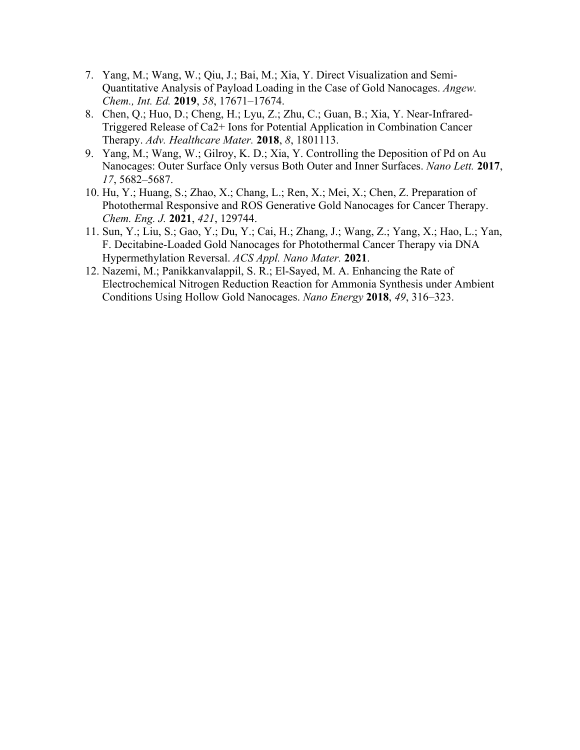7. Yang, M.; Wang, W.; Qiu, J.; Bai, M.; Xia, Y. Direct Visualization and Semi-Quantitative Analysis of Payload Loading in the Case of Gold Nanocages. *Angew. Chem., Int. Ed.* **2019**, *58*, 17671–17674.
8. Chen, Q.; Huo, D.; Cheng, H.; Lyu, Z.; Zhu, C.; Guan, B.; Xia, Y. Near-Infrared-Triggered Release of Ca2+ Ions for Potential Application in Combination Cancer Therapy. *Adv. Healthcare Mater.* **2018**, *8*, 1801113.
9. Yang, M.; Wang, W.; Gilroy, K. D.; Xia, Y. Controlling the Deposition of Pd on Au Nanocages: Outer Surface Only versus Both Outer and Inner Surfaces. *Nano Lett.* **2017**, *17*, 5682–5687.
10. Hu, Y.; Huang, S.; Zhao, X.; Chang, L.; Ren, X.; Mei, X.; Chen, Z. Preparation of Photothermal Responsive and ROS Generative Gold Nanocages for Cancer Therapy. *Chem. Eng. J.* **2021**, *421*, 129744.
11. Sun, Y.; Liu, S.; Gao, Y.; Du, Y.; Cai, H.; Zhang, J.; Wang, Z.; Yang, X.; Hao, L.; Yan, F. Decitabine-Loaded Gold Nanocages for Photothermal Cancer Therapy via DNA Hypermethylation Reversal. *ACS Appl. Nano Mater.* **2021**.
12. Nazemi, M.; Panikkanvalappil, S. R.; El-Sayed, M. A. Enhancing the Rate of Electrochemical Nitrogen Reduction Reaction for Ammonia Synthesis under Ambient Conditions Using Hollow Gold Nanocages. *Nano Energy* **2018**, *49*, 316–323.